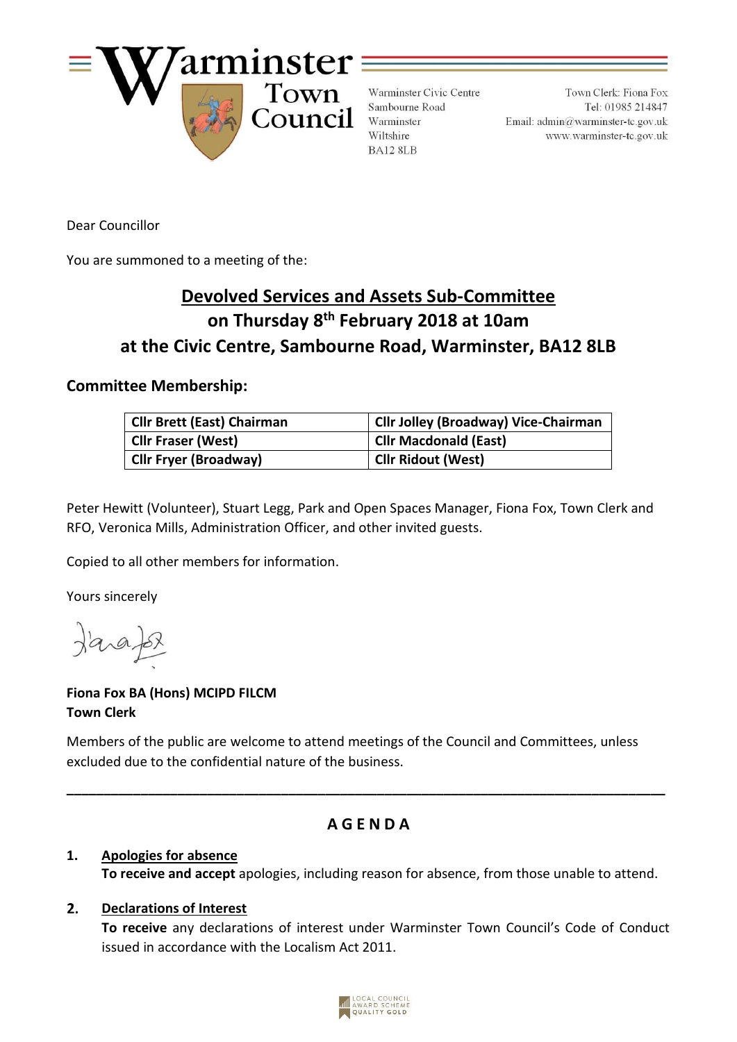# Warminster Town Council

Warminster Civic Centre
Sambourne Road
Warminster
Wiltshire
BA12 8LB

Town Clerk: Fiona Fox
Tel: 01985 214847
Email: admin@warminster-tc.gov.uk
www.warminster-tc.gov.uk

Dear Councillor

You are summoned to a meeting of the:

## Devolved Services and Assets Sub-Committee
## on Thursday 8th February 2018 at 10am
## at the Civic Centre, Sambourne Road, Warminster, BA12 8LB

### Committee Membership:

| | |
|---|---|
| **Cllr Brett (East) Chairman** | **Cllr Jolley (Broadway) Vice-Chairman** |
| **Cllr Fraser (West)** | **Cllr Macdonald (East)** |
| **Cllr Fryer (Broadway)** | **Cllr Ridout (West)** |

Peter Hewitt (Volunteer), Stuart Legg, Park and Open Spaces Manager, Fiona Fox, Town Clerk and RFO, Veronica Mills, Administration Officer, and other invited guests.

Copied to all other members for information.

Yours sincerely

Fiona Fox

**Fiona Fox BA (Hons) MCIPD FILCM**
**Town Clerk**

Members of the public are welcome to attend meetings of the Council and Committees, unless excluded due to the confidential nature of the business.

---

## A G E N D A

1. **Apologies for absence**
   **To receive and accept** apologies, including reason for absence, from those unable to attend.

2. **Declarations of Interest**
   **To receive** any declarations of interest under Warminster Town Council's Code of Conduct issued in accordance with the Localism Act 2011.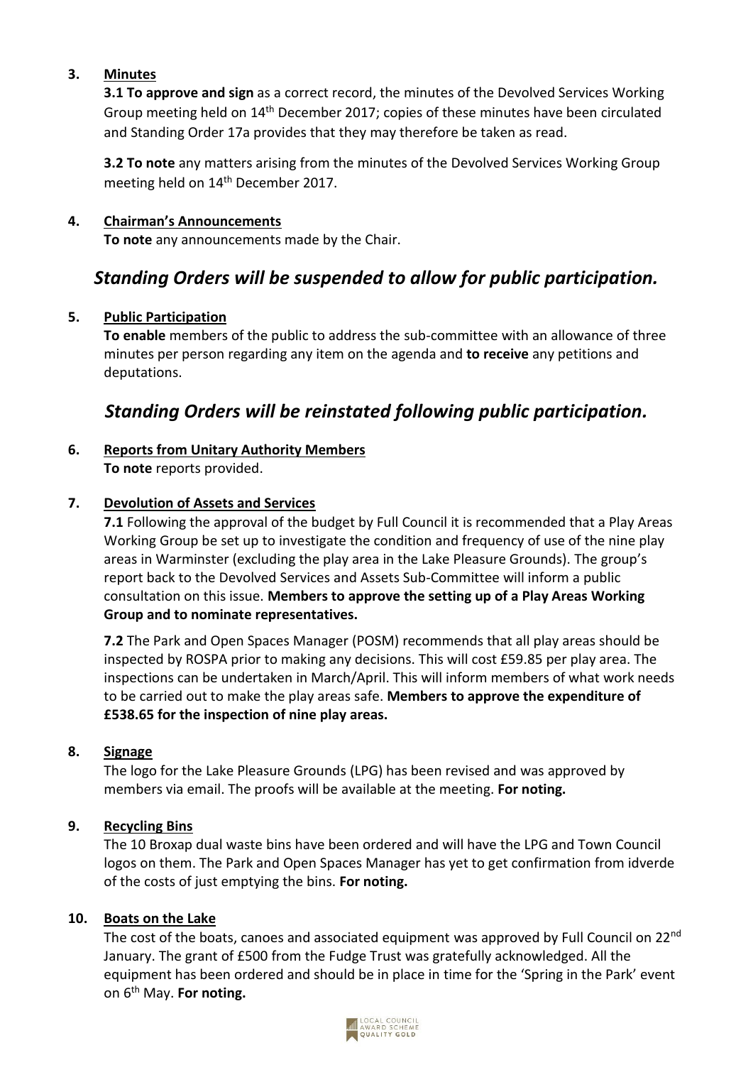**3. Minutes**

**3.1 To approve and sign** as a correct record, the minutes of the Devolved Services Working Group meeting held on 14th December 2017; copies of these minutes have been circulated and Standing Order 17a provides that they may therefore be taken as read.

**3.2 To note** any matters arising from the minutes of the Devolved Services Working Group meeting held on 14th December 2017.

**4. Chairman's Announcements**

**To note** any announcements made by the Chair.

## *Standing Orders will be suspended to allow for public participation.*

**5. Public Participation**

**To enable** members of the public to address the sub-committee with an allowance of three minutes per person regarding any item on the agenda and **to receive** any petitions and deputations.

## *Standing Orders will be reinstated following public participation.*

**6. Reports from Unitary Authority Members**

**To note** reports provided.

**7. Devolution of Assets and Services**

**7.1** Following the approval of the budget by Full Council it is recommended that a Play Areas Working Group be set up to investigate the condition and frequency of use of the nine play areas in Warminster (excluding the play area in the Lake Pleasure Grounds). The group's report back to the Devolved Services and Assets Sub-Committee will inform a public consultation on this issue. **Members to approve the setting up of a Play Areas Working Group and to nominate representatives.**

**7.2** The Park and Open Spaces Manager (POSM) recommends that all play areas should be inspected by ROSPA prior to making any decisions. This will cost £59.85 per play area. The inspections can be undertaken in March/April. This will inform members of what work needs to be carried out to make the play areas safe. **Members to approve the expenditure of £538.65 for the inspection of nine play areas.**

**8. Signage**

The logo for the Lake Pleasure Grounds (LPG) has been revised and was approved by members via email. The proofs will be available at the meeting. **For noting.**

**9. Recycling Bins**

The 10 Broxap dual waste bins have been ordered and will have the LPG and Town Council logos on them. The Park and Open Spaces Manager has yet to get confirmation from idverde of the costs of just emptying the bins. **For noting.**

**10. Boats on the Lake**

The cost of the boats, canoes and associated equipment was approved by Full Council on 22nd January. The grant of £500 from the Fudge Trust was gratefully acknowledged. All the equipment has been ordered and should be in place in time for the 'Spring in the Park' event on 6th May. **For noting.**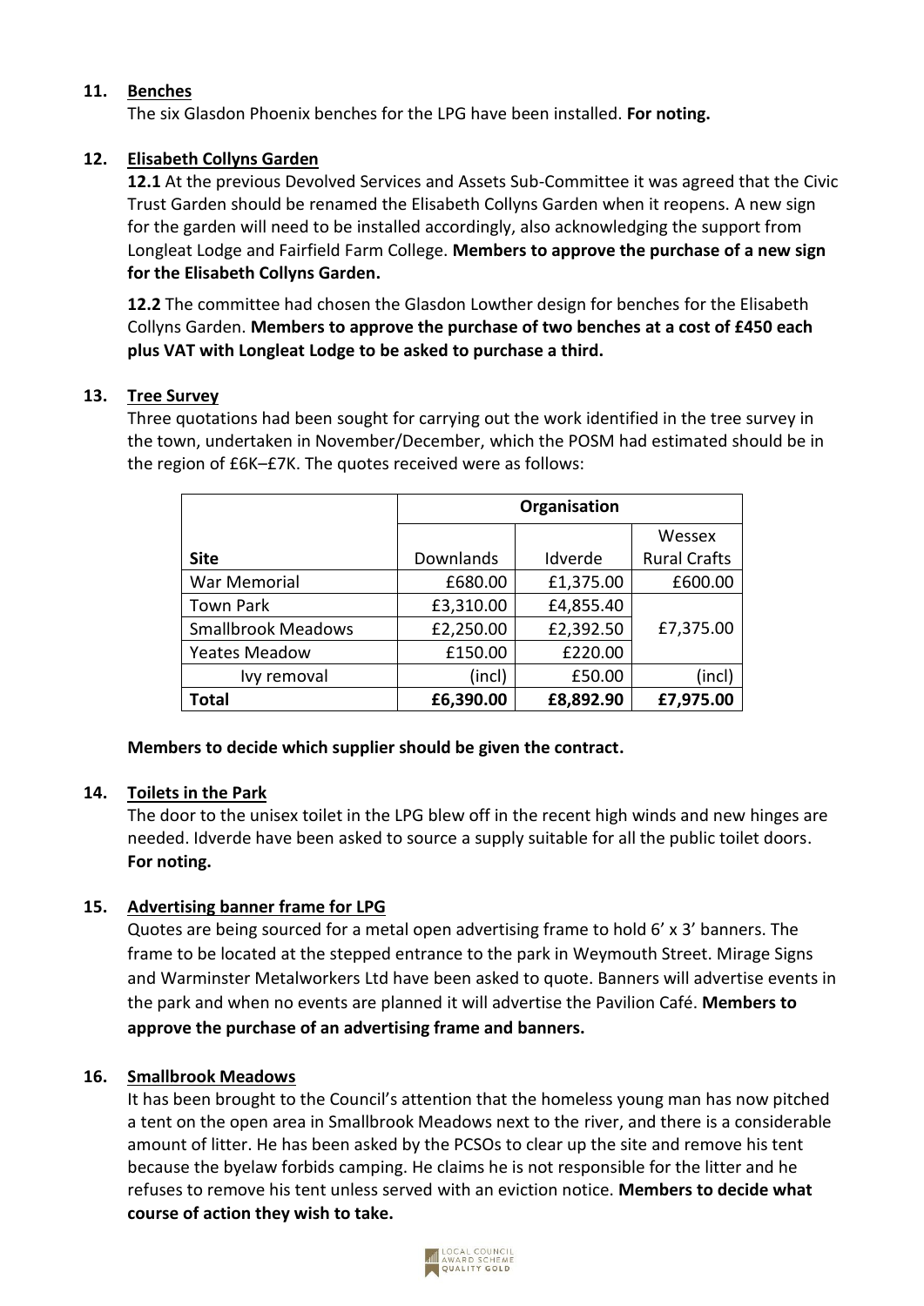## 11. Benches

The six Glasdon Phoenix benches for the LPG have been installed. **For noting.**

## 12. Elisabeth Collyns Garden

**12.1** At the previous Devolved Services and Assets Sub-Committee it was agreed that the Civic Trust Garden should be renamed the Elisabeth Collyns Garden when it reopens. A new sign for the garden will need to be installed accordingly, also acknowledging the support from Longleat Lodge and Fairfield Farm College. **Members to approve the purchase of a new sign for the Elisabeth Collyns Garden.**

**12.2** The committee had chosen the Glasdon Lowther design for benches for the Elisabeth Collyns Garden. **Members to approve the purchase of two benches at a cost of £450 each plus VAT with Longleat Lodge to be asked to purchase a third.**

## 13. Tree Survey

Three quotations had been sought for carrying out the work identified in the tree survey in the town, undertaken in November/December, which the POSM had estimated should be in the region of £6K–£7K. The quotes received were as follows:

| | **Organisation** | | |
|---|---|---|---|
| **Site** | Downlands | Idverde | Wessex Rural Crafts |
| War Memorial | £680.00 | £1,375.00 | £600.00 |
| Town Park | £3,310.00 | £4,855.40 | £7,375.00 |
| Smallbrook Meadows | £2,250.00 | £2,392.50 | |
| Yeates Meadow | £150.00 | £220.00 | |
| Ivy removal | (incl) | £50.00 | (incl) |
| **Total** | **£6,390.00** | **£8,892.90** | **£7,975.00** |

**Members to decide which supplier should be given the contract.**

## 14. Toilets in the Park

The door to the unisex toilet in the LPG blew off in the recent high winds and new hinges are needed. Idverde have been asked to source a supply suitable for all the public toilet doors. **For noting.**

## 15. Advertising banner frame for LPG

Quotes are being sourced for a metal open advertising frame to hold 6' x 3' banners. The frame to be located at the stepped entrance to the park in Weymouth Street. Mirage Signs and Warminster Metalworkers Ltd have been asked to quote. Banners will advertise events in the park and when no events are planned it will advertise the Pavilion Café. **Members to approve the purchase of an advertising frame and banners.**

## 16. Smallbrook Meadows

It has been brought to the Council's attention that the homeless young man has now pitched a tent on the open area in Smallbrook Meadows next to the river, and there is a considerable amount of litter. He has been asked by the PCSOs to clear up the site and remove his tent because the byelaw forbids camping. He claims he is not responsible for the litter and he refuses to remove his tent unless served with an eviction notice. **Members to decide what course of action they wish to take.**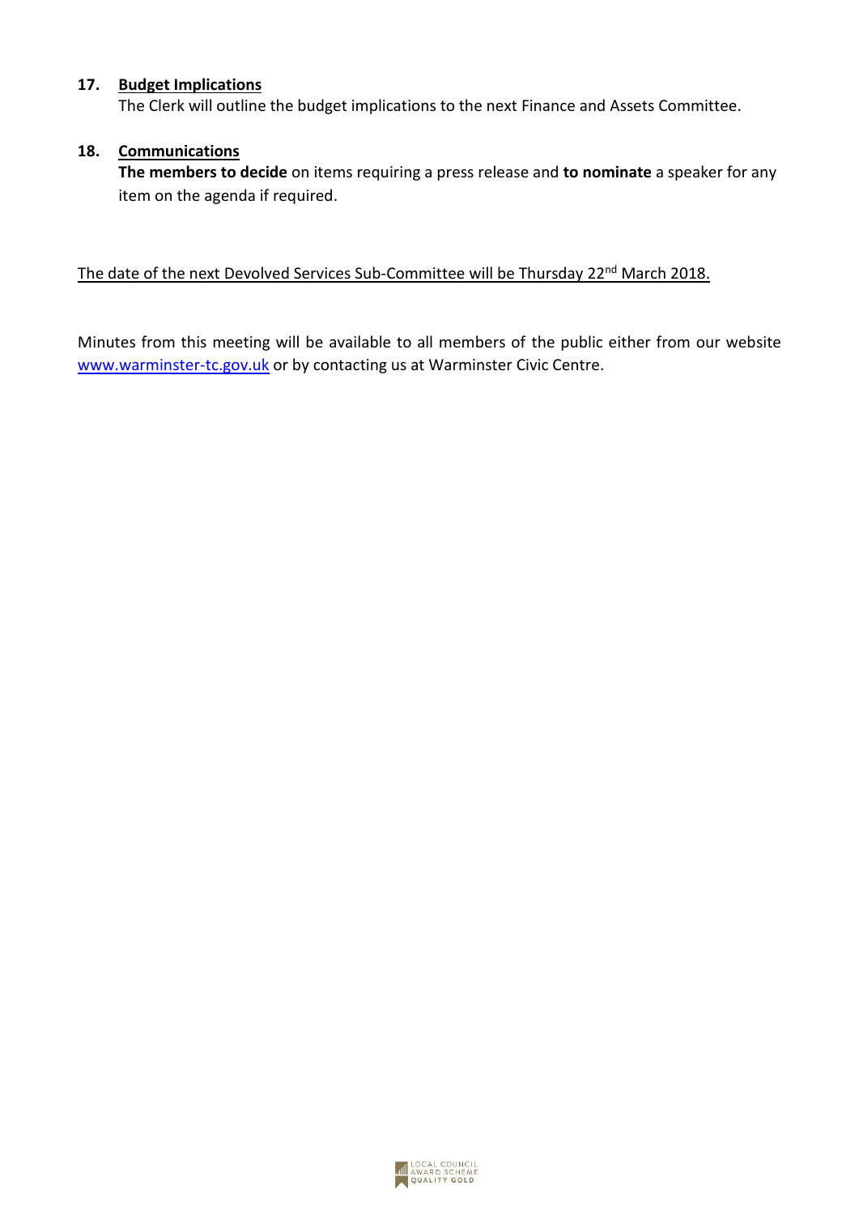**17. Budget Implications**

The Clerk will outline the budget implications to the next Finance and Assets Committee.

**18. Communications**

**The members to decide** on items requiring a press release and **to nominate** a speaker for any item on the agenda if required.

The date of the next Devolved Services Sub-Committee will be Thursday 22nd March 2018.

Minutes from this meeting will be available to all members of the public either from our website www.warminster-tc.gov.uk or by contacting us at Warminster Civic Centre.